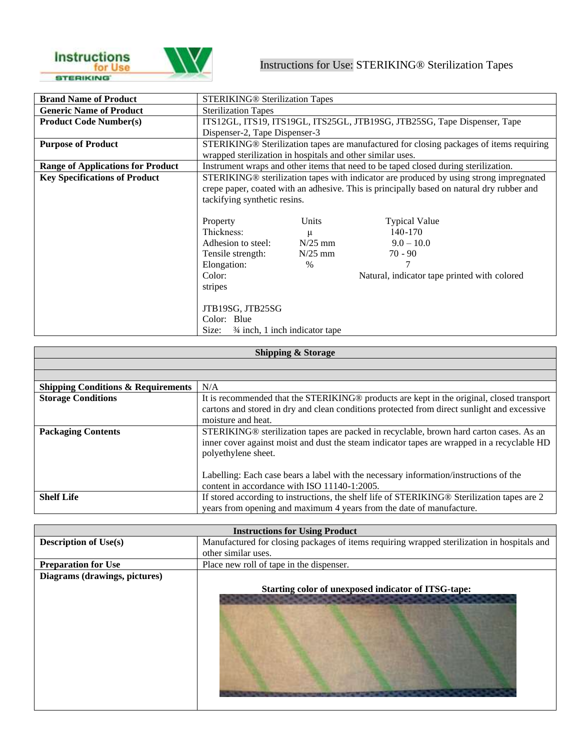# Instructions for Use: STERIKING® Sterilization Tapes

| Brand Name of Product | STERIKING® Sterilization Tapes |
|---|---|
| Generic Name of Product | Sterilization Tapes |
| Product Code Number(s) | ITS12GL, ITS19, ITS19GL, ITS25GL, JTB19SG, JTB25SG, Tape Dispenser, Tape Dispenser-2, Tape Dispenser-3 |
| Purpose of Product | STERIKING® Sterilization tapes are manufactured for closing packages of items requiring wrapped sterilization in hospitals and other similar uses. |
| Range of Applications for Product | Instrument wraps and other items that need to be taped closed during sterilization. |
| Key Specifications of Product | STERIKING® sterilization tapes with indicator are produced by using strong impregnated crepe paper, coated with an adhesive. This is principally based on natural dry rubber and tackifying synthetic resins. |

| Property | Units | Typical Value |
|---|---|---|
| Thickness: | μ | 140-170 |
| Adhesion to steel: | N/25 mm | 9.0 – 10.0 |
| Tensile strength: | N/25 mm | 70 - 90 |
| Elongation: | % | 7 |
| Color: | | Natural, indicator tape printed with colored stripes |

JTB19SG, JTB25SG
Color: Blue
Size: ¾ inch, 1 inch indicator tape

## Shipping & Storage

| | |
|---|---|
| Shipping Conditions & Requirements | N/A |
| Storage Conditions | It is recommended that the STERIKING® products are kept in the original, closed transport cartons and stored in dry and clean conditions protected from direct sunlight and excessive moisture and heat. |
| Packaging Contents | STERIKING® sterilization tapes are packed in recyclable, brown hard carton cases. As an inner cover against moist and dust the steam indicator tapes are wrapped in a recyclable HD polyethylene sheet.<br><br>Labelling: Each case bears a label with the necessary information/instructions of the content in accordance with ISO 11140-1:2005. |
| Shelf Life | If stored according to instructions, the shelf life of STERIKING® Sterilization tapes are 2 years from opening and maximum 4 years from the date of manufacture. |

## Instructions for Using Product

| | |
|---|---|
| Description of Use(s) | Manufactured for closing packages of items requiring wrapped sterilization in hospitals and other similar uses. |
| Preparation for Use | Place new roll of tape in the dispenser. |
| Diagrams (drawings, pictures) | **Starting color of unexposed indicator of ITSG-tape:** |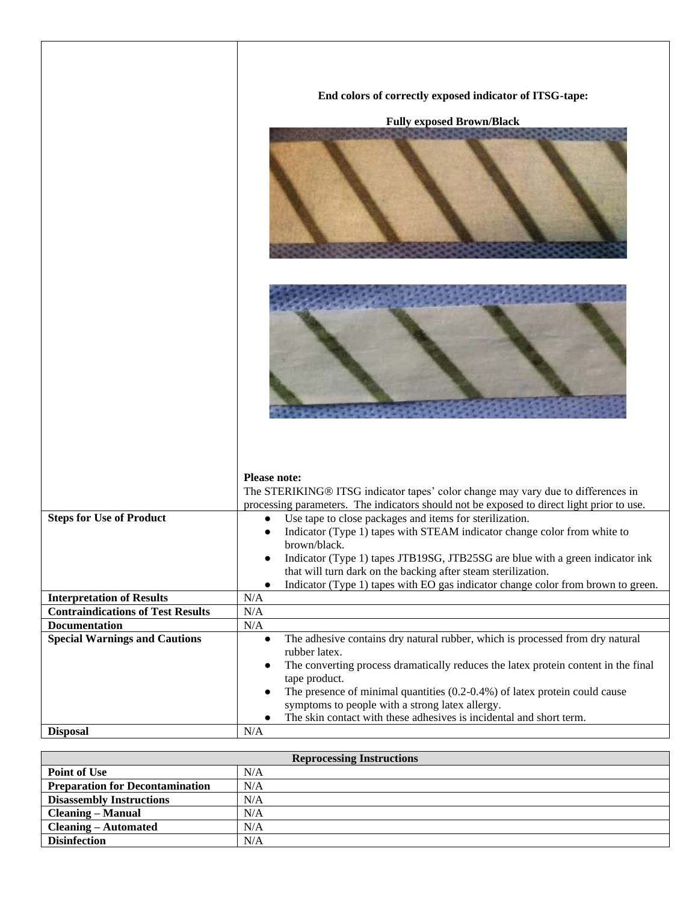| | |
|---|---|
| | **End colors of correctly exposed indicator of ITSG-tape:**<br><br>**Fully exposed Brown/Black**<br><br>**Please note:**<br>The STERIKING® ITSG indicator tapes' color change may vary due to differences in processing parameters. The indicators should not be exposed to direct light prior to use. |
| **Steps for Use of Product** | ● Use tape to close packages and items for sterilization.<br>● Indicator (Type 1) tapes with STEAM indicator change color from white to brown/black.<br>● Indicator (Type 1) tapes JTB19SG, JTB25SG are blue with a green indicator ink that will turn dark on the backing after steam sterilization.<br>● Indicator (Type 1) tapes with EO gas indicator change color from brown to green. |
| **Interpretation of Results** | N/A |
| **Contraindications of Test Results** | N/A |
| **Documentation** | N/A |
| **Special Warnings and Cautions** | ● The adhesive contains dry natural rubber, which is processed from dry natural rubber latex.<br>● The converting process dramatically reduces the latex protein content in the final tape product.<br>● The presence of minimal quantities (0.2-0.4%) of latex protein could cause symptoms to people with a strong latex allergy.<br>● The skin contact with these adhesives is incidental and short term. |
| **Disposal** | N/A |

| **Reprocessing Instructions** | |
|---|---|
| **Point of Use** | N/A |
| **Preparation for Decontamination** | N/A |
| **Disassembly Instructions** | N/A |
| **Cleaning – Manual** | N/A |
| **Cleaning – Automated** | N/A |
| **Disinfection** | N/A |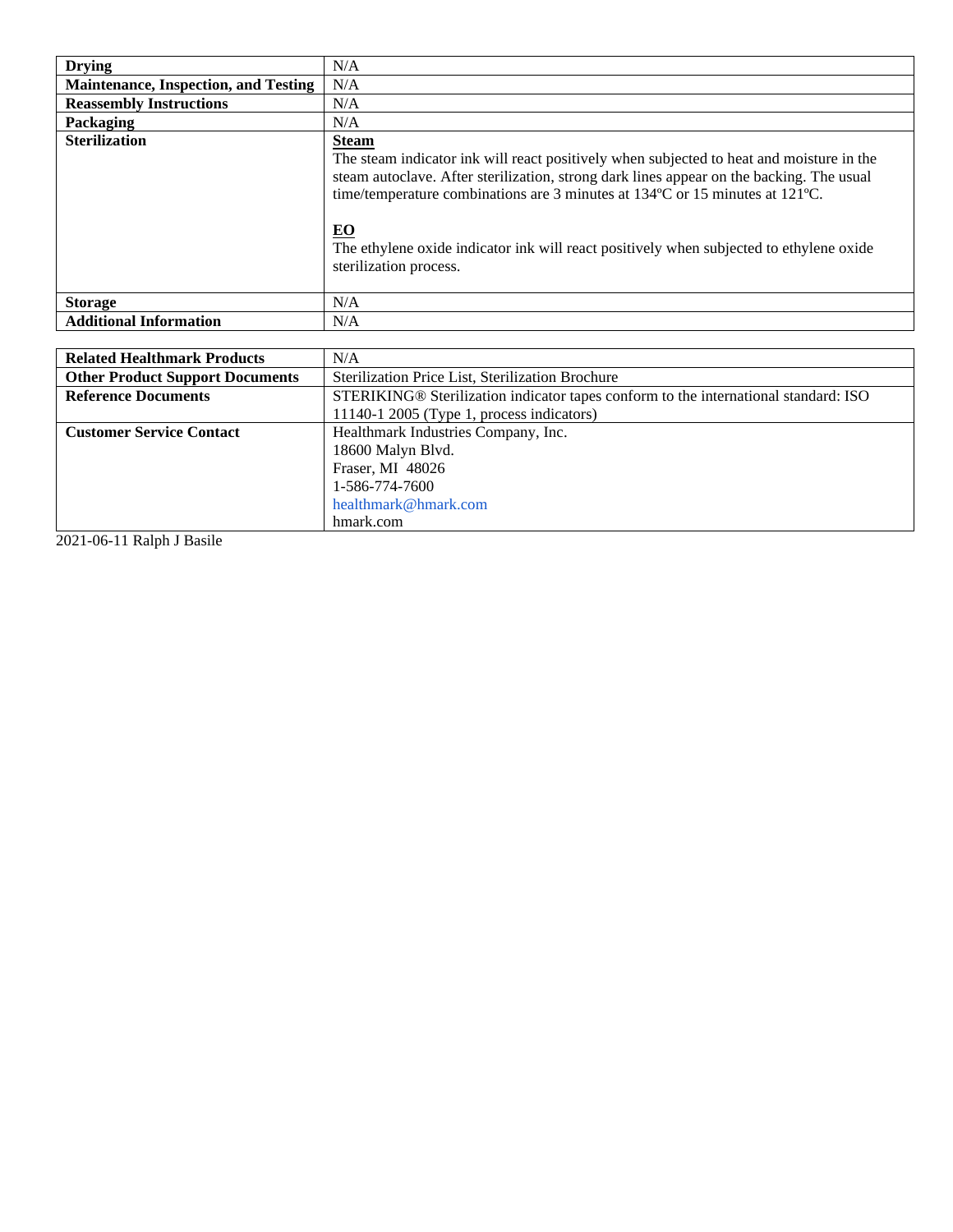| | |
|---|---|
| **Drying** | N/A |
| **Maintenance, Inspection, and Testing** | N/A |
| **Reassembly Instructions** | N/A |
| **Packaging** | N/A |
| **Sterilization** | **Steam**<br>The steam indicator ink will react positively when subjected to heat and moisture in the steam autoclave. After sterilization, strong dark lines appear on the backing. The usual time/temperature combinations are 3 minutes at 134ºC or 15 minutes at 121ºC.<br><br>**EO**<br>The ethylene oxide indicator ink will react positively when subjected to ethylene oxide sterilization process. |
| **Storage** | N/A |
| **Additional Information** | N/A |

| | |
|---|---|
| **Related Healthmark Products** | N/A |
| **Other Product Support Documents** | Sterilization Price List, Sterilization Brochure |
| **Reference Documents** | STERIKING® Sterilization indicator tapes conform to the international standard: ISO 11140-1 2005 (Type 1, process indicators) |
| **Customer Service Contact** | Healthmark Industries Company, Inc.<br>18600 Malyn Blvd.<br>Fraser, MI 48026<br>1-586-774-7600<br>healthmark@hmark.com<br>hmark.com |

2021-06-11 Ralph J Basile